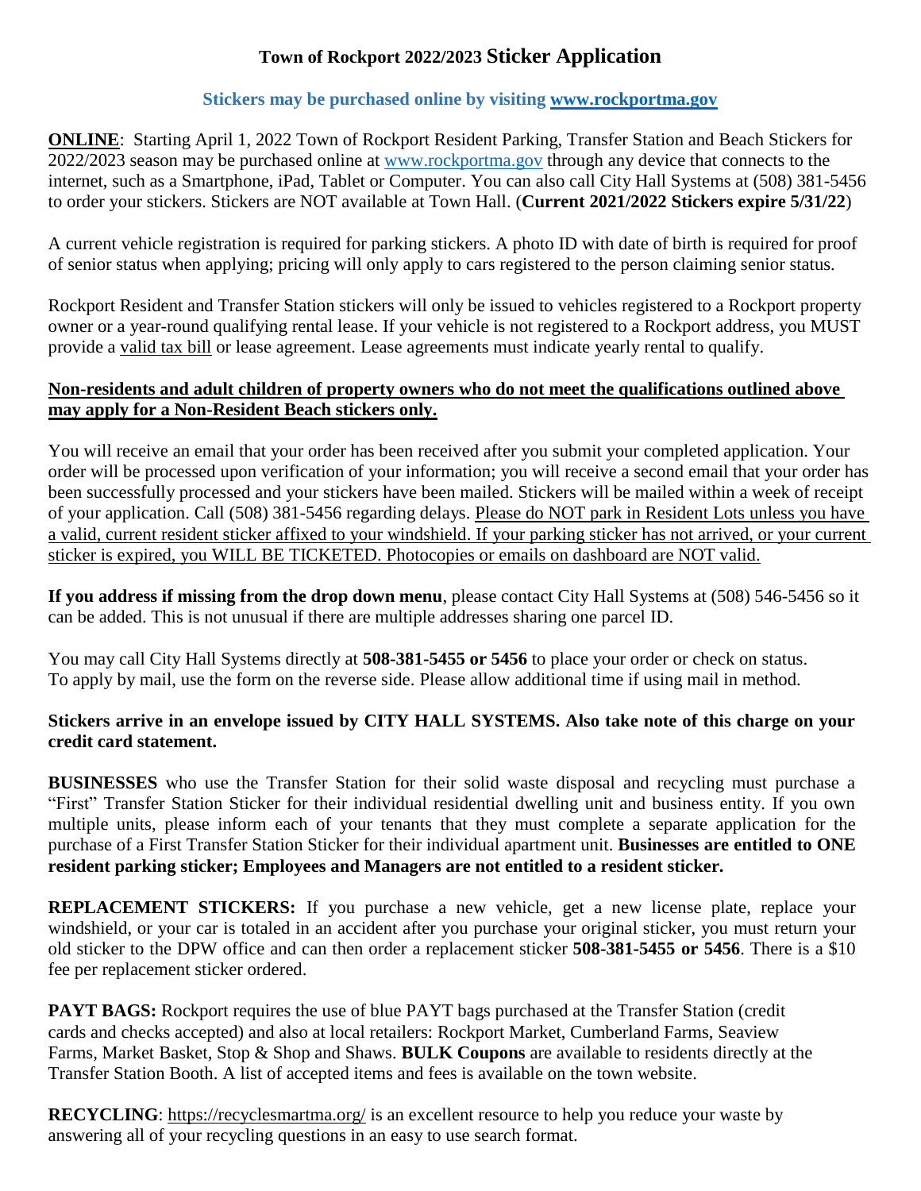# Town of Rockport 2022/2023 Sticker Application

**Stickers may be purchased online by visiting [www.rockportma.gov](http://www.rockportma.gov)**

**ONLINE**: Starting April 1, 2022 Town of Rockport Resident Parking, Transfer Station and Beach Stickers for 2022/2023 season may be purchased online at www.rockportma.gov through any device that connects to the internet, such as a Smartphone, iPad, Tablet or Computer. You can also call City Hall Systems at (508) 381-5456 to order your stickers. Stickers are NOT available at Town Hall. (**Current 2021/2022 Stickers expire 5/31/22**)

A current vehicle registration is required for parking stickers. A photo ID with date of birth is required for proof of senior status when applying; pricing will only apply to cars registered to the person claiming senior status.

Rockport Resident and Transfer Station stickers will only be issued to vehicles registered to a Rockport property owner or a year-round qualifying rental lease. If your vehicle is not registered to a Rockport address, you MUST provide a valid tax bill or lease agreement. Lease agreements must indicate yearly rental to qualify.

**Non-residents and adult children of property owners who do not meet the qualifications outlined above may apply for a Non-Resident Beach stickers only.**

You will receive an email that your order has been received after you submit your completed application. Your order will be processed upon verification of your information; you will receive a second email that your order has been successfully processed and your stickers have been mailed. Stickers will be mailed within a week of receipt of your application. Call (508) 381-5456 regarding delays. Please do NOT park in Resident Lots unless you have a valid, current resident sticker affixed to your windshield. If your parking sticker has not arrived, or your current sticker is expired, you WILL BE TICKETED. Photocopies or emails on dashboard are NOT valid.

**If you address if missing from the drop down menu**, please contact City Hall Systems at (508) 546-5456 so it can be added. This is not unusual if there are multiple addresses sharing one parcel ID.

You may call City Hall Systems directly at **508-381-5455 or 5456** to place your order or check on status. To apply by mail, use the form on the reverse side. Please allow additional time if using mail in method.

**Stickers arrive in an envelope issued by CITY HALL SYSTEMS. Also take note of this charge on your credit card statement.**

**BUSINESSES** who use the Transfer Station for their solid waste disposal and recycling must purchase a "First" Transfer Station Sticker for their individual residential dwelling unit and business entity. If you own multiple units, please inform each of your tenants that they must complete a separate application for the purchase of a First Transfer Station Sticker for their individual apartment unit. **Businesses are entitled to ONE resident parking sticker; Employees and Managers are not entitled to a resident sticker.**

**REPLACEMENT STICKERS:** If you purchase a new vehicle, get a new license plate, replace your windshield, or your car is totaled in an accident after you purchase your original sticker, you must return your old sticker to the DPW office and can then order a replacement sticker **508-381-5455 or 5456**. There is a $10 fee per replacement sticker ordered.

**PAYT BAGS:** Rockport requires the use of blue PAYT bags purchased at the Transfer Station (credit cards and checks accepted) and also at local retailers: Rockport Market, Cumberland Farms, Seaview Farms, Market Basket, Stop & Shop and Shaws. **BULK Coupons** are available to residents directly at the Transfer Station Booth. A list of accepted items and fees is available on the town website.

**RECYCLING**: https://recyclesmartma.org/ is an excellent resource to help you reduce your waste by answering all of your recycling questions in an easy to use search format.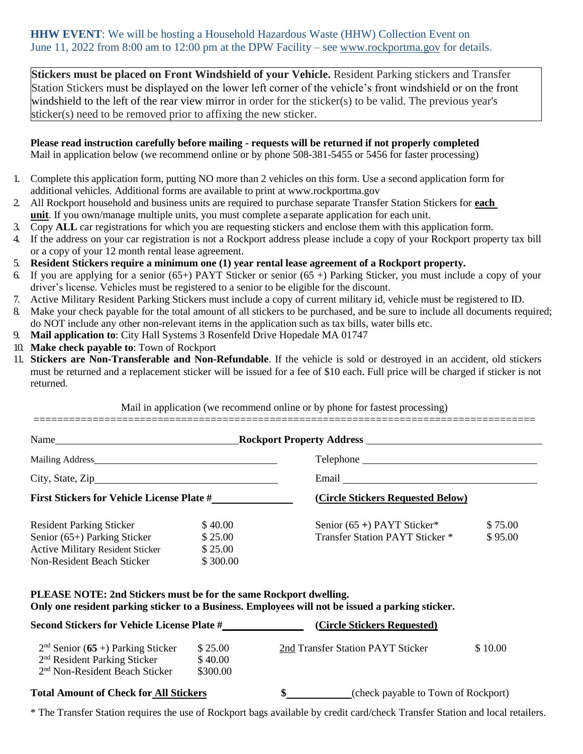**HHW EVENT**: We will be hosting a Household Hazardous Waste (HHW) Collection Event on June 11, 2022 from 8:00 am to 12:00 pm at the DPW Facility – see www.rockportma.gov for details.

**Stickers must be placed on Front Windshield of your Vehicle.** Resident Parking stickers and Transfer Station Stickers must be displayed on the lower left corner of the vehicle's front windshield or on the front windshield to the left of the rear view mirror in order for the sticker(s) to be valid. The previous year's sticker(s) need to be removed prior to affixing the new sticker.

**Please read instruction carefully before mailing - requests will be returned if not properly completed**
Mail in application below (we recommend online or by phone 508-381-5455 or 5456 for faster processing)

1. Complete this application form, putting NO more than 2 vehicles on this form. Use a second application form for additional vehicles. Additional forms are available to print at www.rockportma.gov
2. All Rockport household and business units are required to purchase separate Transfer Station Stickers for **each unit**. If you own/manage multiple units, you must complete a separate application for each unit.
3. Copy **ALL** car registrations for which you are requesting stickers and enclose them with this application form.
4. If the address on your car registration is not a Rockport address please include a copy of your Rockport property tax bill or a copy of your 12 month rental lease agreement.
5. **Resident Stickers require a minimum one (1) year rental lease agreement of a Rockport property.**
6. If you are applying for a senior (65+) PAYT Sticker or senior (65 +) Parking Sticker, you must include a copy of your driver's license. Vehicles must be registered to a senior to be eligible for the discount.
7. Active Military Resident Parking Stickers must include a copy of current military id, vehicle must be registered to ID.
8. Make your check payable for the total amount of all stickers to be purchased, and be sure to include all documents required; do NOT include any other non-relevant items in the application such as tax bills, water bills etc.
9. **Mail application to**: City Hall Systems 3 Rosenfeld Drive Hopedale MA 01747
10. **Make check payable to**: Town of Rockport
11. **Stickers are Non-Transferable and Non-Refundable**. If the vehicle is sold or destroyed in an accident, old stickers must be returned and a replacement sticker will be issued for a fee of $10 each. Full price will be charged if sticker is not returned.

Mail in application (we recommend online or by phone for fastest processing)

==========================================================================================

Name\_\_\_\_\_\_\_\_\_\_\_\_\_\_\_\_\_\_\_\_\_\_\_\_\_\_\_\_\_\_ **Rockport Property Address** \_\_\_\_\_\_\_\_\_\_\_\_\_\_\_\_\_\_\_\_\_\_\_\_\_\_\_\_\_\_

Mailing Address\_\_\_\_\_\_\_\_\_\_\_\_\_\_\_\_\_\_\_\_\_\_\_\_\_\_\_\_\_\_ Telephone \_\_\_\_\_\_\_\_\_\_\_\_\_\_\_\_\_\_\_\_\_\_\_\_\_\_\_\_\_\_

City, State, Zip\_\_\_\_\_\_\_\_\_\_\_\_\_\_\_\_\_\_\_\_\_\_\_\_\_\_\_\_\_\_ Email \_\_\_\_\_\_\_\_\_\_\_\_\_\_\_\_\_\_\_\_\_\_\_\_\_\_\_\_\_\_

**First Stickers for Vehicle License Plate #**\_\_\_\_\_\_\_\_\_\_\_\_\_\_\_ **(Circle Stickers Requested Below)**

| | | | |
|---|---|---|---|
| Resident Parking Sticker | $ 40.00 | Senior (65 +) PAYT Sticker* | $ 75.00 |
| Senior (65+) Parking Sticker | $ 25.00 | Transfer Station PAYT Sticker * | $ 95.00 |
| Active Military Resident Sticker | $ 25.00 | | |
| Non-Resident Beach Sticker | $ 300.00 | | |

**PLEASE NOTE: 2nd Stickers must be for the same Rockport dwelling.**
**Only one resident parking sticker to a Business. Employees will not be issued a parking sticker.**

**Second Stickers for Vehicle License Plate #**\_\_\_\_\_\_\_\_\_\_\_\_\_\_\_ **(Circle Stickers Requested)**

| | | | |
|---|---|---|---|
| 2nd Senior (**65** +) Parking Sticker | $ 25.00 | 2nd Transfer Station PAYT Sticker | $ 10.00 |
| 2nd Resident Parking Sticker | $ 40.00 | | |
| 2nd Non-Resident Beach Sticker | $300.00 | | |

**Total Amount of Check for All Stickers** $\_\_\_\_\_\_\_\_\_\_\_\_ (check payable to Town of Rockport)

\* The Transfer Station requires the use of Rockport bags available by credit card/check Transfer Station and local retailers.